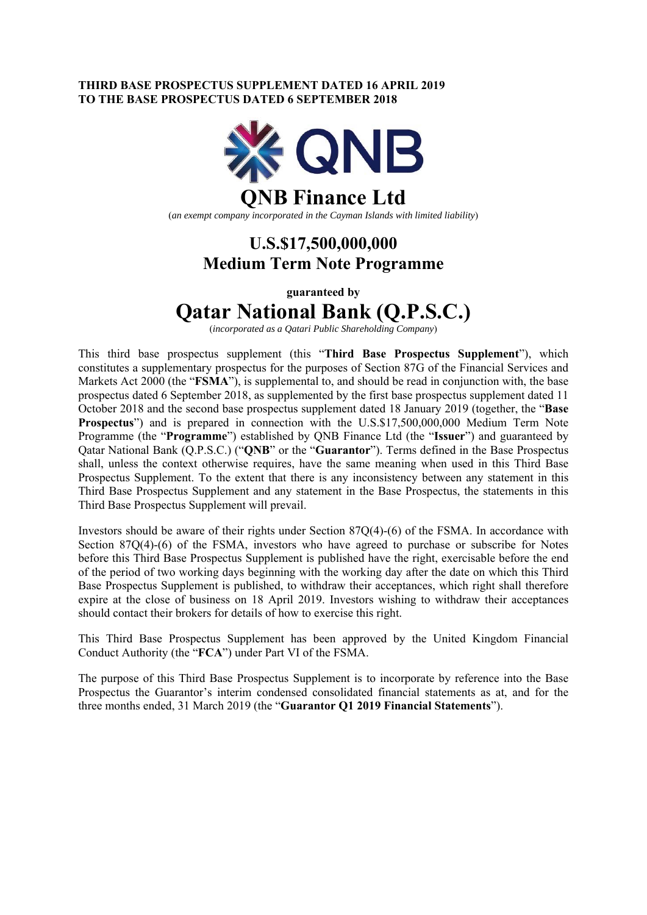**THIRD BASE PROSPECTUS SUPPLEMENT DATED 16 APRIL 2019**
**TO THE BASE PROSPECTUS DATED 6 SEPTEMBER 2018**

# QNB Finance Ltd

(*an exempt company incorporated in the Cayman Islands with limited liability*)

## U.S.$17,500,000,000
## Medium Term Note Programme

**guaranteed by**

# Qatar National Bank (Q.P.S.C.)

(*incorporated as a Qatari Public Shareholding Company*)

This third base prospectus supplement (this "**Third Base Prospectus Supplement**"), which constitutes a supplementary prospectus for the purposes of Section 87G of the Financial Services and Markets Act 2000 (the "**FSMA**"), is supplemental to, and should be read in conjunction with, the base prospectus dated 6 September 2018, as supplemented by the first base prospectus supplement dated 11 October 2018 and the second base prospectus supplement dated 18 January 2019 (together, the "**Base Prospectus**") and is prepared in connection with the U.S.$17,500,000,000 Medium Term Note Programme (the "**Programme**") established by QNB Finance Ltd (the "**Issuer**") and guaranteed by Qatar National Bank (Q.P.S.C.) ("**QNB**" or the "**Guarantor**"). Terms defined in the Base Prospectus shall, unless the context otherwise requires, have the same meaning when used in this Third Base Prospectus Supplement. To the extent that there is any inconsistency between any statement in this Third Base Prospectus Supplement and any statement in the Base Prospectus, the statements in this Third Base Prospectus Supplement will prevail.

Investors should be aware of their rights under Section 87Q(4)-(6) of the FSMA. In accordance with Section 87Q(4)-(6) of the FSMA, investors who have agreed to purchase or subscribe for Notes before this Third Base Prospectus Supplement is published have the right, exercisable before the end of the period of two working days beginning with the working day after the date on which this Third Base Prospectus Supplement is published, to withdraw their acceptances, which right shall therefore expire at the close of business on 18 April 2019. Investors wishing to withdraw their acceptances should contact their brokers for details of how to exercise this right.

This Third Base Prospectus Supplement has been approved by the United Kingdom Financial Conduct Authority (the "**FCA**") under Part VI of the FSMA.

The purpose of this Third Base Prospectus Supplement is to incorporate by reference into the Base Prospectus the Guarantor's interim condensed consolidated financial statements as at, and for the three months ended, 31 March 2019 (the "**Guarantor Q1 2019 Financial Statements**").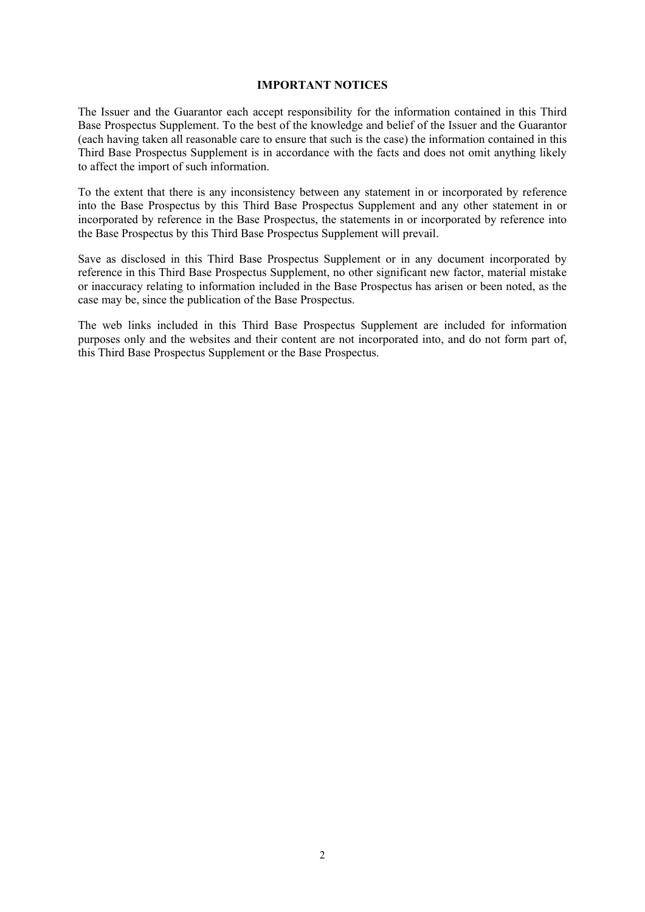## IMPORTANT NOTICES

The Issuer and the Guarantor each accept responsibility for the information contained in this Third Base Prospectus Supplement. To the best of the knowledge and belief of the Issuer and the Guarantor (each having taken all reasonable care to ensure that such is the case) the information contained in this Third Base Prospectus Supplement is in accordance with the facts and does not omit anything likely to affect the import of such information.

To the extent that there is any inconsistency between any statement in or incorporated by reference into the Base Prospectus by this Third Base Prospectus Supplement and any other statement in or incorporated by reference in the Base Prospectus, the statements in or incorporated by reference into the Base Prospectus by this Third Base Prospectus Supplement will prevail.

Save as disclosed in this Third Base Prospectus Supplement or in any document incorporated by reference in this Third Base Prospectus Supplement, no other significant new factor, material mistake or inaccuracy relating to information included in the Base Prospectus has arisen or been noted, as the case may be, since the publication of the Base Prospectus.

The web links included in this Third Base Prospectus Supplement are included for information purposes only and the websites and their content are not incorporated into, and do not form part of, this Third Base Prospectus Supplement or the Base Prospectus.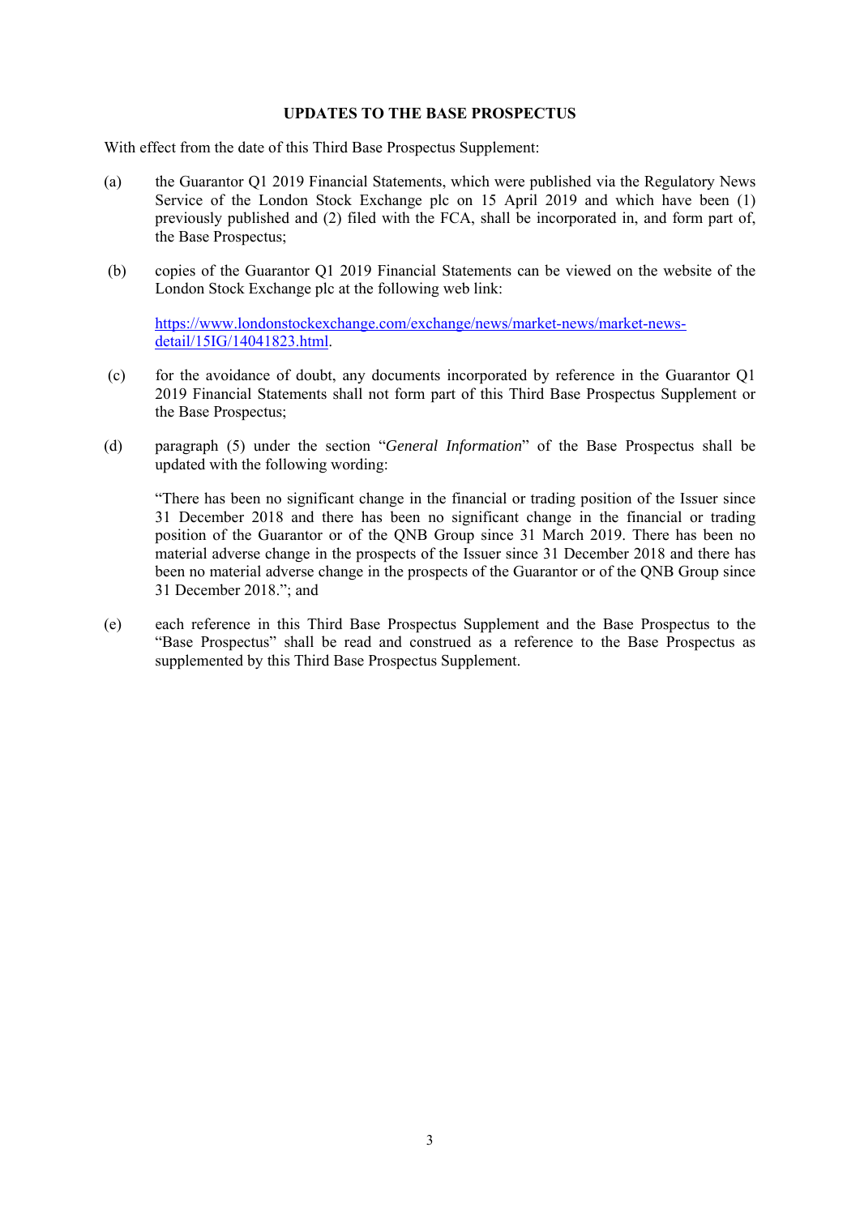**UPDATES TO THE BASE PROSPECTUS**

With effect from the date of this Third Base Prospectus Supplement:

(a) the Guarantor Q1 2019 Financial Statements, which were published via the Regulatory News Service of the London Stock Exchange plc on 15 April 2019 and which have been (1) previously published and (2) filed with the FCA, shall be incorporated in, and form part of, the Base Prospectus;

(b) copies of the Guarantor Q1 2019 Financial Statements can be viewed on the website of the London Stock Exchange plc at the following web link:

[https://www.londonstockexchange.com/exchange/news/market-news/market-news-detail/15IG/14041823.html](https://www.londonstockexchange.com/exchange/news/market-news/market-news-detail/15IG/14041823.html).

(c) for the avoidance of doubt, any documents incorporated by reference in the Guarantor Q1 2019 Financial Statements shall not form part of this Third Base Prospectus Supplement or the Base Prospectus;

(d) paragraph (5) under the section "*General Information*" of the Base Prospectus shall be updated with the following wording:

"There has been no significant change in the financial or trading position of the Issuer since 31 December 2018 and there has been no significant change in the financial or trading position of the Guarantor or of the QNB Group since 31 March 2019. There has been no material adverse change in the prospects of the Issuer since 31 December 2018 and there has been no material adverse change in the prospects of the Guarantor or of the QNB Group since 31 December 2018."; and

(e) each reference in this Third Base Prospectus Supplement and the Base Prospectus to the "Base Prospectus" shall be read and construed as a reference to the Base Prospectus as supplemented by this Third Base Prospectus Supplement.